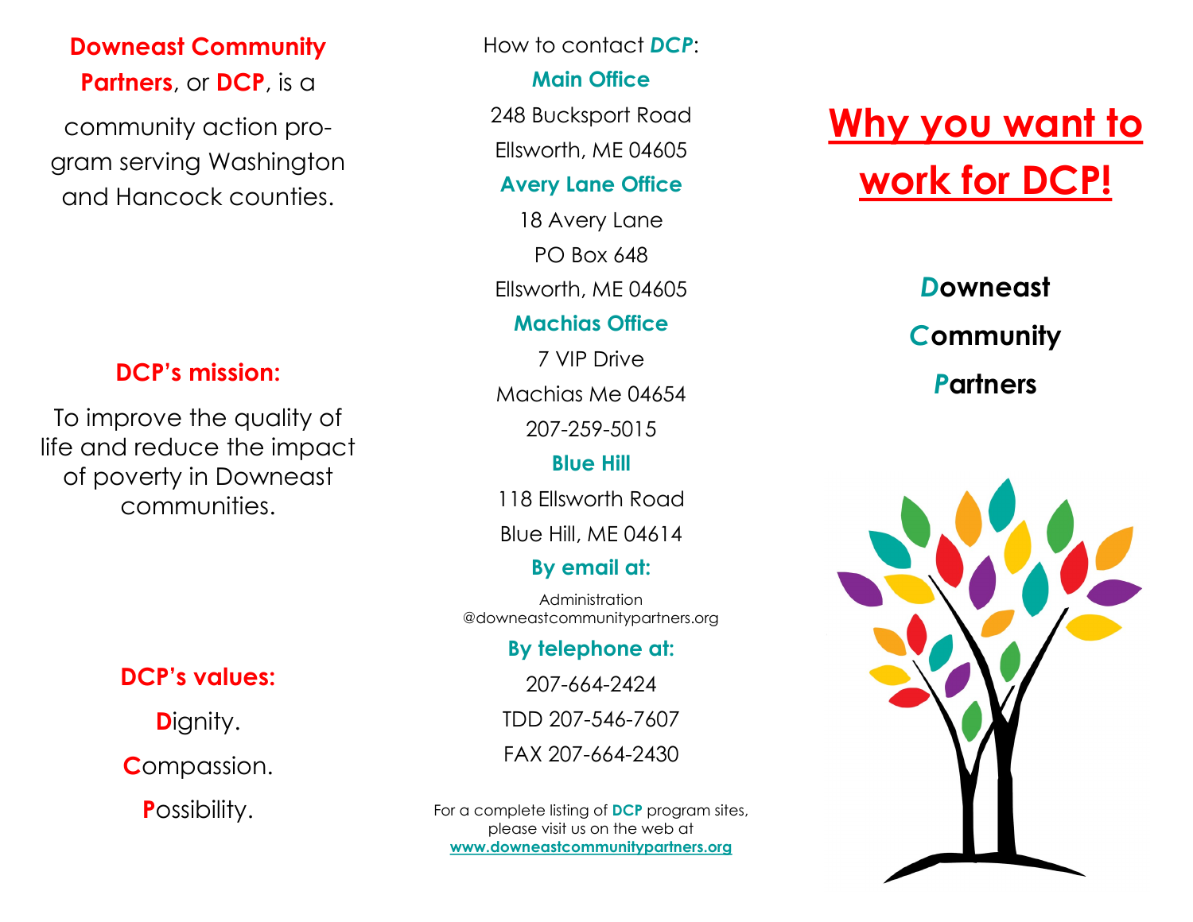**Downeast Community Partners**, or **DCP**, is a community action program serving Washington and Hancock counties.

## DCP's mission:

To improve the quality of life and reduce the impact of poverty in Downeast communities.

## DCP's values:

**D**ignity.

**C**ompassion.

**P**ossibility.

How to contact ***DCP***:

**Main Office**

248 Bucksport Road

Ellsworth, ME 04605

**Avery Lane Office**

18 Avery Lane

PO Box 648

Ellsworth, ME 04605

**Machias Office**

7 VIP Drive

Machias Me 04654

207-259-5015

**Blue Hill**

118 Ellsworth Road

Blue Hill, ME 04614

**By email at:**

Administration@downeastcommunitypartners.org

**By telephone at:**

207-664-2424

TDD 207-546-7607

FAX 207-664-2430

For a complete listing of **DCP** program sites, please visit us on the web at **www.downeastcommunitypartners.org**

# Why you want to work for DCP!

***D*owneast**

***C*ommunity**

***P*artners**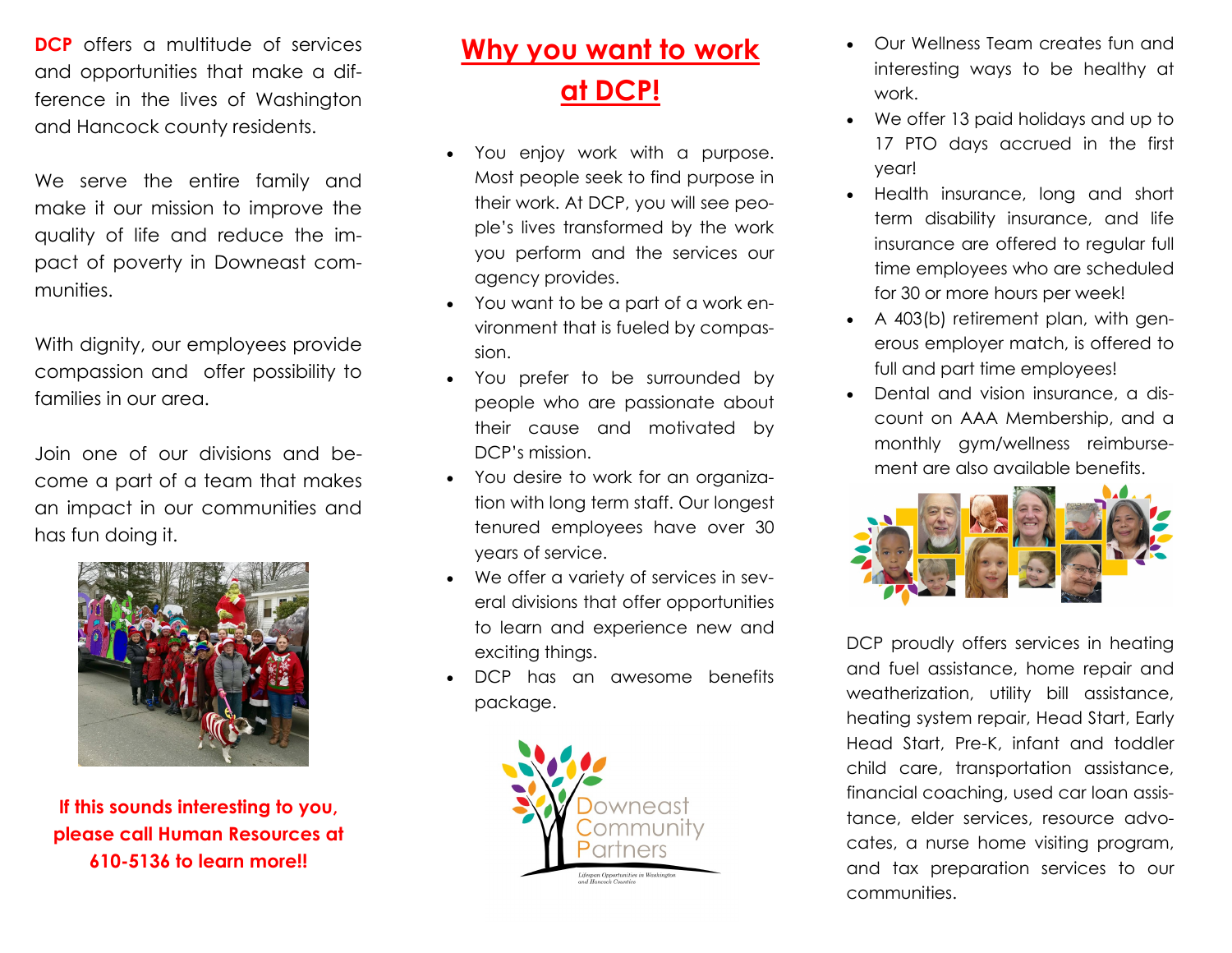**DCP** offers a multitude of services and opportunities that make a difference in the lives of Washington and Hancock county residents.

We serve the entire family and make it our mission to improve the quality of life and reduce the impact of poverty in Downeast communities.

With dignity, our employees provide compassion and offer possibility to families in our area.

Join one of our divisions and become a part of a team that makes an impact in our communities and has fun doing it.

**If this sounds interesting to you, please call Human Resources at 610-5136 to learn more!!**

## Why you want to work at DCP!

- You enjoy work with a purpose. Most people seek to find purpose in their work. At DCP, you will see people's lives transformed by the work you perform and the services our agency provides.
- You want to be a part of a work environment that is fueled by compassion.
- You prefer to be surrounded by people who are passionate about their cause and motivated by DCP's mission.
- You desire to work for an organization with long term staff. Our longest tenured employees have over 30 years of service.
- We offer a variety of services in several divisions that offer opportunities to learn and experience new and exciting things.
- DCP has an awesome benefits package.

Downeast Community Partners

*Lifespan Opportunities in Washington and Hancock Counties*

- Our Wellness Team creates fun and interesting ways to be healthy at work.
- We offer 13 paid holidays and up to 17 PTO days accrued in the first year!
- Health insurance, long and short term disability insurance, and life insurance are offered to regular full time employees who are scheduled for 30 or more hours per week!
- A 403(b) retirement plan, with generous employer match, is offered to full and part time employees!
- Dental and vision insurance, a discount on AAA Membership, and a monthly gym/wellness reimbursement are also available benefits.

DCP proudly offers services in heating and fuel assistance, home repair and weatherization, utility bill assistance, heating system repair, Head Start, Early Head Start, Pre-K, infant and toddler child care, transportation assistance, financial coaching, used car loan assistance, elder services, resource advocates, a nurse home visiting program, and tax preparation services to our communities.